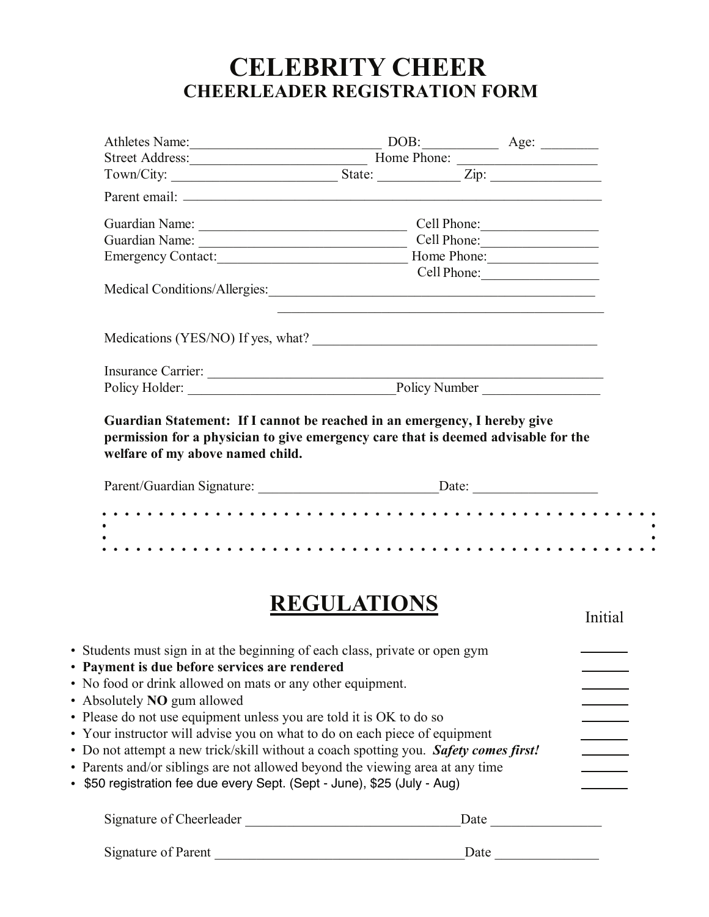# CELEBRITY CHEER

## CHEERLEADER REGISTRATION FORM

Athletes Name:_____________________________ DOB:___________ Age: ________

Street Address:__________________________ Home Phone: ____________________

Town/City: ________________________ State: ____________ Zip: ________________

Parent email: ________________________________________________________________

Guardian Name: ______________________________ Cell Phone:_________________

Guardian Name: ______________________________ Cell Phone:_________________

Emergency Contact:___________________________ Home Phone:________________

Cell Phone:_________________

Medical Conditions/Allergies:________________________________________________

________________________________________________

Medications (YES/NO) If yes, what? __________________________________________

Insurance Carrier: ___________________________________________________________

Policy Holder: _______________________________Policy Number _________________

**Guardian Statement: If I cannot be reached in an emergency, I hereby give permission for a physician to give emergency care that is deemed advisable for the welfare of my above named child.**

Parent/Guardian Signature: __________________________Date: __________________

# REGULATIONS

| Regulation | Initial |
|---|---|
| • Students must sign in at the beginning of each class, private or open gym | _______ |
| • **Payment is due before services are rendered** | _______ |
| • No food or drink allowed on mats or any other equipment. | _______ |
| • Absolutely **NO** gum allowed | _______ |
| • Please do not use equipment unless you are told it is OK to do so | _______ |
| • Your instructor will advise you on what to do on each piece of equipment | _______ |
| • Do not attempt a new trick/skill without a coach spotting you. ***Safety comes first!*** | _______ |
| • Parents and/or siblings are not allowed beyond the viewing area at any time | _______ |
| • $50 registration fee due every Sept. (Sept - June), $25 (July - Aug) | _______ |

Signature of Cheerleader _______________________________Date ________________

Signature of Parent _____________________________________Date _______________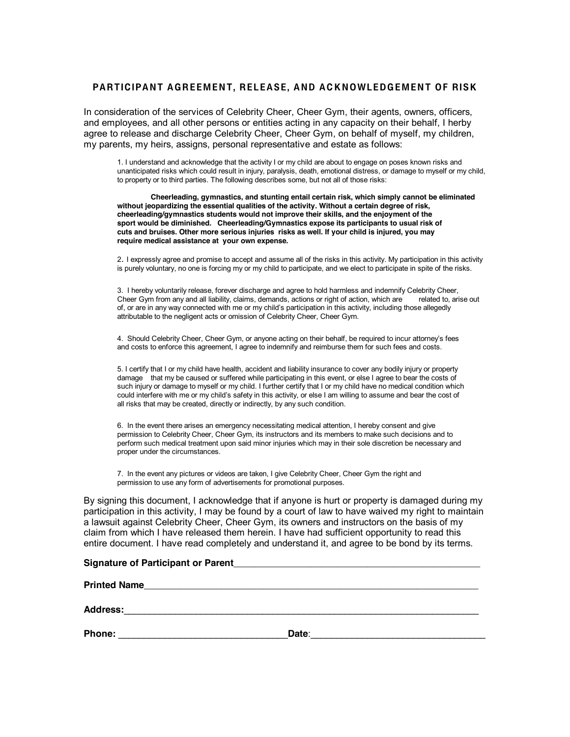## PARTICIPANT AGREEMENT, RELEASE, AND ACKNOWLEDGEMENT OF RISK

In consideration of the services of Celebrity Cheer, Cheer Gym, their agents, owners, officers, and employees, and all other persons or entities acting in any capacity on their behalf, I herby agree to release and discharge Celebrity Cheer, Cheer Gym, on behalf of myself, my children, my parents, my heirs, assigns, personal representative and estate as follows:

1. I understand and acknowledge that the activity I or my child are about to engage on poses known risks and unanticipated risks which could result in injury, paralysis, death, emotional distress, or damage to myself or my child, to property or to third parties. The following describes some, but not all of those risks:

   **Cheerleading, gymnastics, and stunting entail certain risk, which simply cannot be eliminated without jeopardizing the essential qualities of the activity. Without a certain degree of risk, cheerleading/gymnastics students would not improve their skills, and the enjoyment of the sport would be diminished. Cheerleading/Gymnastics expose its participants to usual risk of cuts and bruises. Other more serious injuries risks as well. If your child is injured, you may require medical assistance at your own expense.**

2. I expressly agree and promise to accept and assume all of the risks in this activity. My participation in this activity is purely voluntary, no one is forcing my or my child to participate, and we elect to participate in spite of the risks.

3. I hereby voluntarily release, forever discharge and agree to hold harmless and indemnify Celebrity Cheer, Cheer Gym from any and all liability, claims, demands, actions or right of action, which are related to, arise out of, or are in any way connected with me or my child's participation in this activity, including those allegedly attributable to the negligent acts or omission of Celebrity Cheer, Cheer Gym.

4. Should Celebrity Cheer, Cheer Gym, or anyone acting on their behalf, be required to incur attorney's fees and costs to enforce this agreement, I agree to indemnify and reimburse them for such fees and costs.

5. I certify that I or my child have health, accident and liability insurance to cover any bodily injury or property damage that my be caused or suffered while participating in this event, or else I agree to bear the costs of such injury or damage to myself or my child. I further certify that I or my child have no medical condition which could interfere with me or my child's safety in this activity, or else I am willing to assume and bear the cost of all risks that may be created, directly or indirectly, by any such condition.

6. In the event there arises an emergency necessitating medical attention, I hereby consent and give permission to Celebrity Cheer, Cheer Gym, its instructors and its members to make such decisions and to perform such medical treatment upon said minor injuries which may in their sole discretion be necessary and proper under the circumstances.

7. In the event any pictures or videos are taken, I give Celebrity Cheer, Cheer Gym the right and permission to use any form of advertisements for promotional purposes.

By signing this document, I acknowledge that if anyone is hurt or property is damaged during my participation in this activity, I may be found by a court of law to have waived my right to maintain a lawsuit against Celebrity Cheer, Cheer Gym, its owners and instructors on the basis of my claim from which I have released them herein. I have had sufficient opportunity to read this entire document. I have read completely and understand it, and agree to be bond by its terms.

**Signature of Participant or Parent**\_\_\_\_\_\_\_\_\_\_\_\_\_\_\_\_\_\_\_\_\_\_\_\_\_\_\_\_\_\_\_\_\_\_\_\_\_\_\_\_

**Printed Name**\_\_\_\_\_\_\_\_\_\_\_\_\_\_\_\_\_\_\_\_\_\_\_\_\_\_\_\_\_\_\_\_\_\_\_\_\_\_\_\_\_\_\_\_\_\_\_\_\_\_\_\_

**Address:**\_\_\_\_\_\_\_\_\_\_\_\_\_\_\_\_\_\_\_\_\_\_\_\_\_\_\_\_\_\_\_\_\_\_\_\_\_\_\_\_\_\_\_\_\_\_\_\_\_\_\_\_\_\_\_\_

**Phone:** \_\_\_\_\_\_\_\_\_\_\_\_\_\_\_\_\_\_\_\_\_\_\_\_\_\_\_\_**Date**:\_\_\_\_\_\_\_\_\_\_\_\_\_\_\_\_\_\_\_\_\_\_\_\_\_\_\_\_\_\_